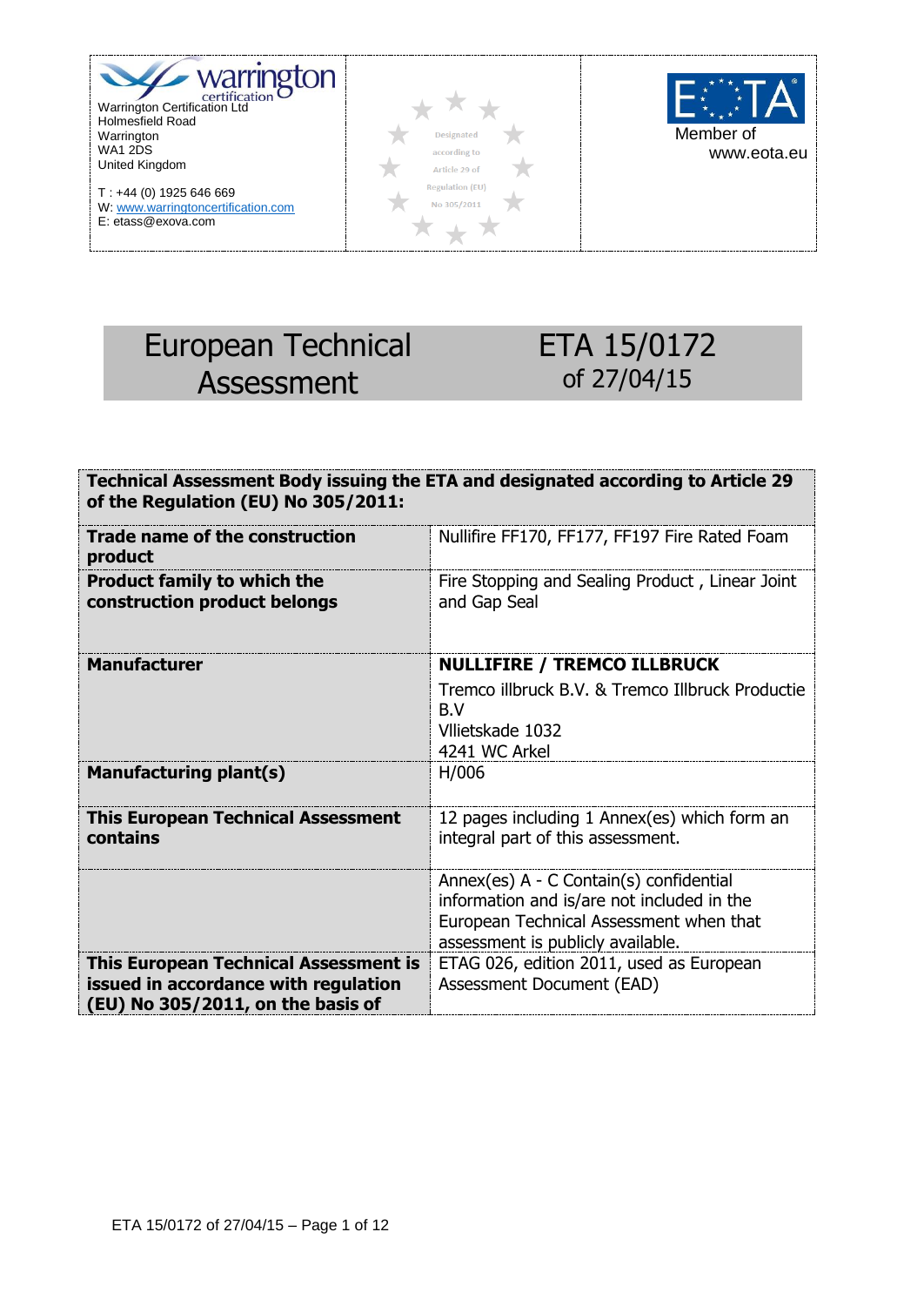| Warrington Certification Ltd<br>Holmesfield Road<br>Warrington<br>WA1 2DS<br>United Kingdom<br><br>T : +44 (0) 1925 646 669<br>W: www.warringtoncertification.com<br>E: etass@exova.com | Designated according to Article 29 of Regulation (EU) No 305/2011 | Member of<br>www.eota.eu |
|---|---|---|

# European Technical Assessment

# ETA 15/0172 of 27/04/15

| **Technical Assessment Body issuing the ETA and designated according to Article 29 of the Regulation (EU) No 305/2011:** | |
|---|---|
| **Trade name of the construction product** | Nullifire FF170, FF177, FF197 Fire Rated Foam |
| **Product family to which the construction product belongs** | Fire Stopping and Sealing Product , Linear Joint and Gap Seal |
| **Manufacturer** | **NULLIFIRE / TREMCO ILLBRUCK**<br>Tremco illbruck B.V. & Tremco Illbruck Productie B.V<br>Vllietskade 1032<br>4241 WC Arkel |
| **Manufacturing plant(s)** | H/006 |
| **This European Technical Assessment contains** | 12 pages including 1 Annex(es) which form an integral part of this assessment. |
| | Annex(es) A - C Contain(s) confidential information and is/are not included in the European Technical Assessment when that assessment is publicly available. |
| **This European Technical Assessment is issued in accordance with regulation (EU) No 305/2011, on the basis of** | ETAG 026, edition 2011, used as European Assessment Document (EAD) |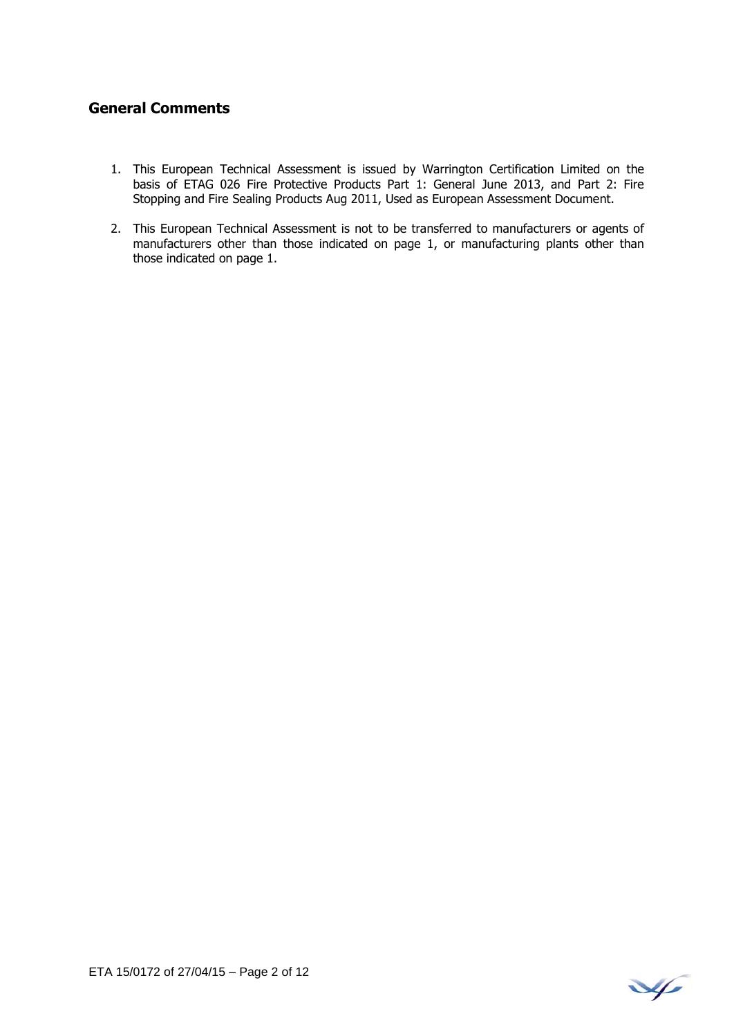## General Comments

1. This European Technical Assessment is issued by Warrington Certification Limited on the basis of ETAG 026 Fire Protective Products Part 1: General June 2013, and Part 2: Fire Stopping and Fire Sealing Products Aug 2011, Used as European Assessment Document.

2. This European Technical Assessment is not to be transferred to manufacturers or agents of manufacturers other than those indicated on page 1, or manufacturing plants other than those indicated on page 1.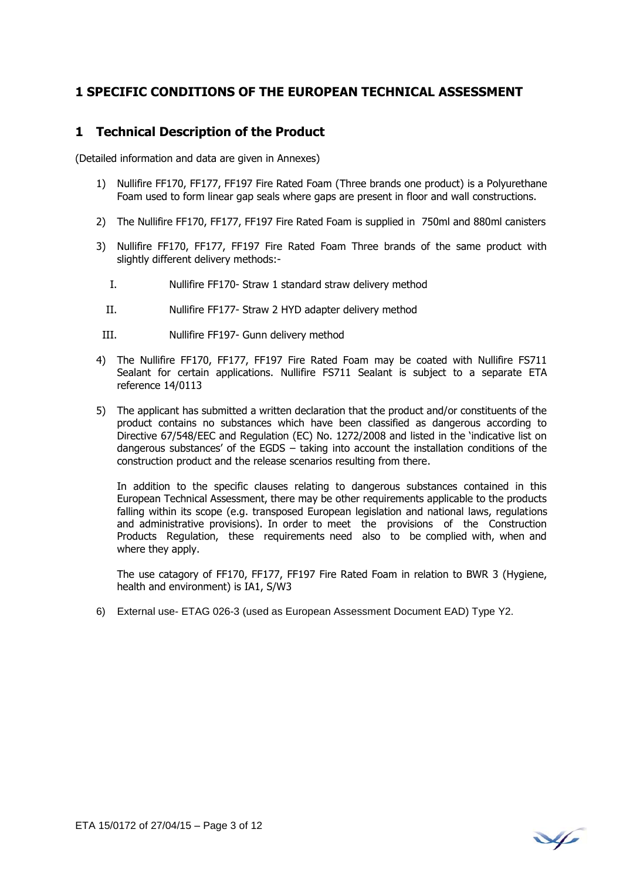# 1 SPECIFIC CONDITIONS OF THE EUROPEAN TECHNICAL ASSESSMENT

## 1 Technical Description of the Product

(Detailed information and data are given in Annexes)

1) Nullifire FF170, FF177, FF197 Fire Rated Foam (Three brands one product) is a Polyurethane Foam used to form linear gap seals where gaps are present in floor and wall constructions.

2) The Nullifire FF170, FF177, FF197 Fire Rated Foam is supplied in 750ml and 880ml canisters

3) Nullifire FF170, FF177, FF197 Fire Rated Foam Three brands of the same product with slightly different delivery methods:-

   I. Nullifire FF170- Straw 1 standard straw delivery method

   II. Nullifire FF177- Straw 2 HYD adapter delivery method

   III. Nullifire FF197- Gunn delivery method

4) The Nullifire FF170, FF177, FF197 Fire Rated Foam may be coated with Nullifire FS711 Sealant for certain applications. Nullifire FS711 Sealant is subject to a separate ETA reference 14/0113

5) The applicant has submitted a written declaration that the product and/or constituents of the product contains no substances which have been classified as dangerous according to Directive 67/548/EEC and Regulation (EC) No. 1272/2008 and listed in the 'indicative list on dangerous substances' of the EGDS – taking into account the installation conditions of the construction product and the release scenarios resulting from there.

   In addition to the specific clauses relating to dangerous substances contained in this European Technical Assessment, there may be other requirements applicable to the products falling within its scope (e.g. transposed European legislation and national laws, regulations and administrative provisions). In order to meet the provisions of the Construction Products Regulation, these requirements need also to be complied with, when and where they apply.

   The use catagory of FF170, FF177, FF197 Fire Rated Foam in relation to BWR 3 (Hygiene, health and environment) is IA1, S/W3

6) External use- ETAG 026-3 (used as European Assessment Document EAD) Type Y2.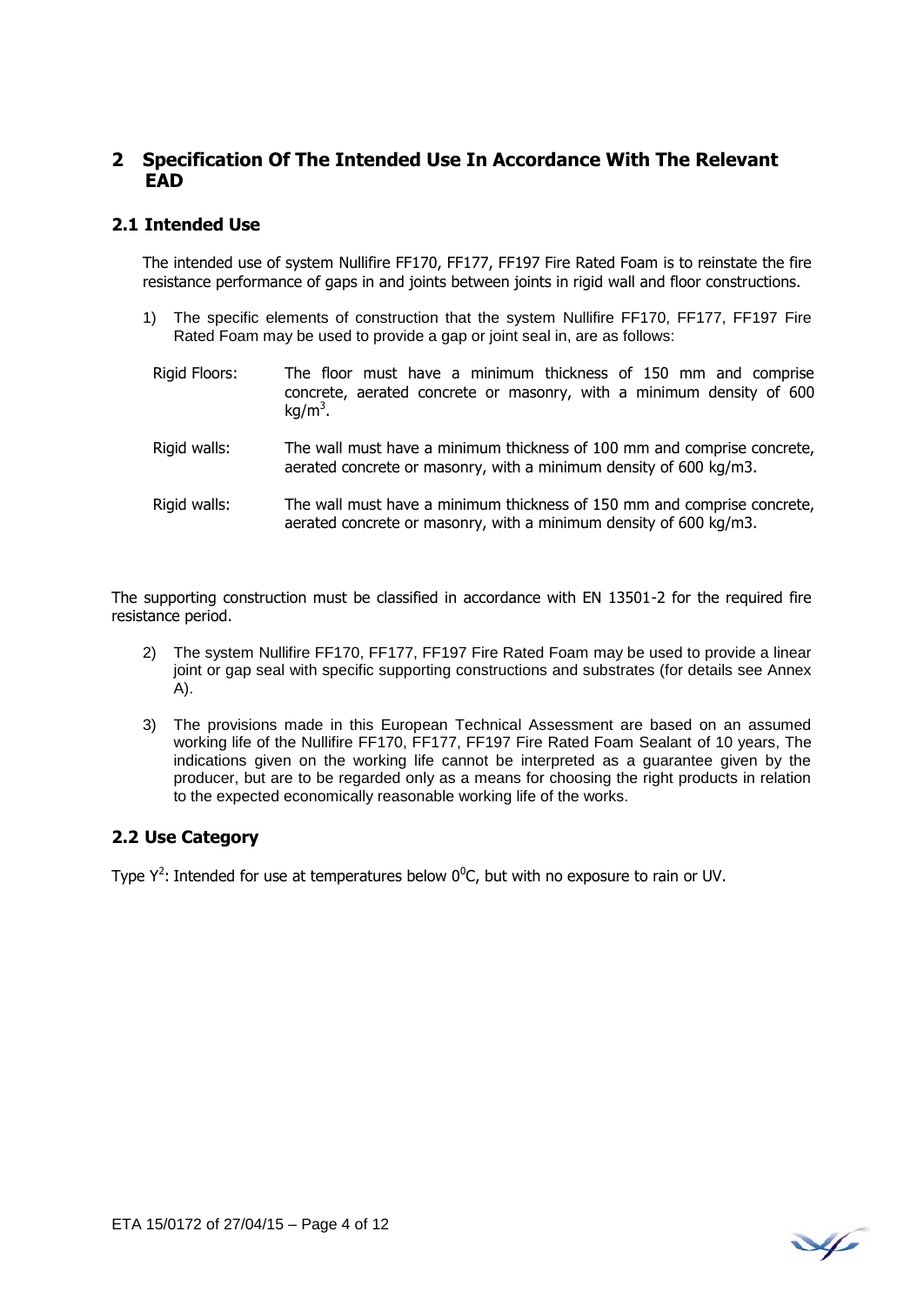## 2 Specification Of The Intended Use In Accordance With The Relevant EAD

### 2.1 Intended Use

The intended use of system Nullifire FF170, FF177, FF197 Fire Rated Foam is to reinstate the fire resistance performance of gaps in and joints between joints in rigid wall and floor constructions.

1) The specific elements of construction that the system Nullifire FF170, FF177, FF197 Fire Rated Foam may be used to provide a gap or joint seal in, are as follows:

| | |
|---|---|
| Rigid Floors: | The floor must have a minimum thickness of 150 mm and comprise concrete, aerated concrete or masonry, with a minimum density of 600 $kg/m^3$. |
| Rigid walls: | The wall must have a minimum thickness of 100 mm and comprise concrete, aerated concrete or masonry, with a minimum density of 600 kg/m3. |
| Rigid walls: | The wall must have a minimum thickness of 150 mm and comprise concrete, aerated concrete or masonry, with a minimum density of 600 kg/m3. |

The supporting construction must be classified in accordance with EN 13501-2 for the required fire resistance period.

2) The system Nullifire FF170, FF177, FF197 Fire Rated Foam may be used to provide a linear joint or gap seal with specific supporting constructions and substrates (for details see Annex A).

3) The provisions made in this European Technical Assessment are based on an assumed working life of the Nullifire FF170, FF177, FF197 Fire Rated Foam Sealant of 10 years, The indications given on the working life cannot be interpreted as a guarantee given by the producer, but are to be regarded only as a means for choosing the right products in relation to the expected economically reasonable working life of the works.

### 2.2 Use Category

Type $Y^2$: Intended for use at temperatures below $0^0$C, but with no exposure to rain or UV.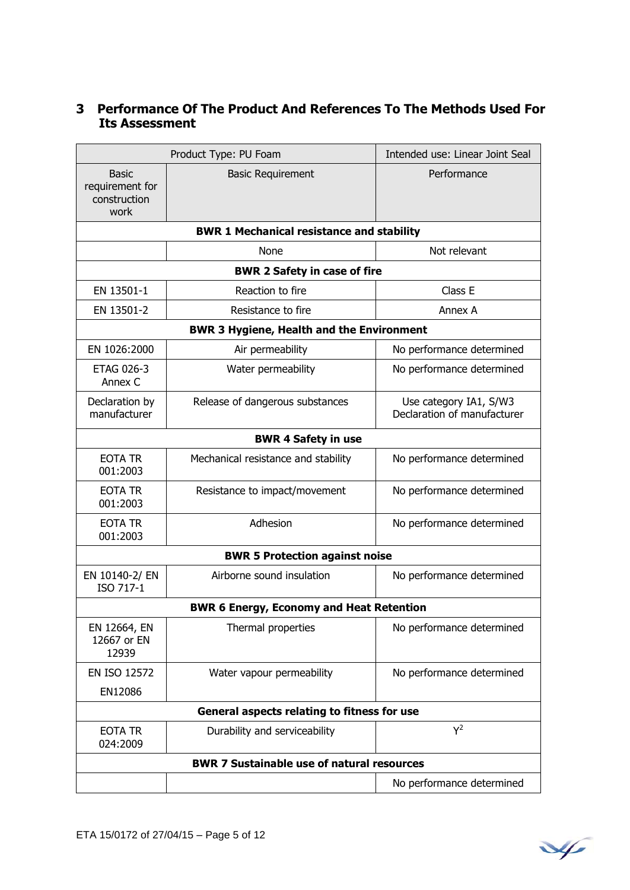## 3 Performance Of The Product And References To The Methods Used For Its Assessment

| Product Type: PU Foam | | Intended use: Linear Joint Seal |
|---|---|---|
| Basic requirement for construction work | Basic Requirement | Performance |
| **BWR 1 Mechanical resistance and stability** | | |
| | None | Not relevant |
| **BWR 2 Safety in case of fire** | | |
| EN 13501-1 | Reaction to fire | Class E |
| EN 13501-2 | Resistance to fire | Annex A |
| **BWR 3 Hygiene, Health and the Environment** | | |
| EN 1026:2000 | Air permeability | No performance determined |
| ETAG 026-3 Annex C | Water permeability | No performance determined |
| Declaration by manufacturer | Release of dangerous substances | Use category IA1, S/W3 Declaration of manufacturer |
| **BWR 4 Safety in use** | | |
| EOTA TR 001:2003 | Mechanical resistance and stability | No performance determined |
| EOTA TR 001:2003 | Resistance to impact/movement | No performance determined |
| EOTA TR 001:2003 | Adhesion | No performance determined |
| **BWR 5 Protection against noise** | | |
| EN 10140-2/ EN ISO 717-1 | Airborne sound insulation | No performance determined |
| **BWR 6 Energy, Economy and Heat Retention** | | |
| EN 12664, EN 12667 or EN 12939 | Thermal properties | No performance determined |
| EN ISO 12572 EN12086 | Water vapour permeability | No performance determined |
| **General aspects relating to fitness for use** | | |
| EOTA TR 024:2009 | Durability and serviceability | Y[2] |
| **BWR 7 Sustainable use of natural resources** | | |
| | | No performance determined |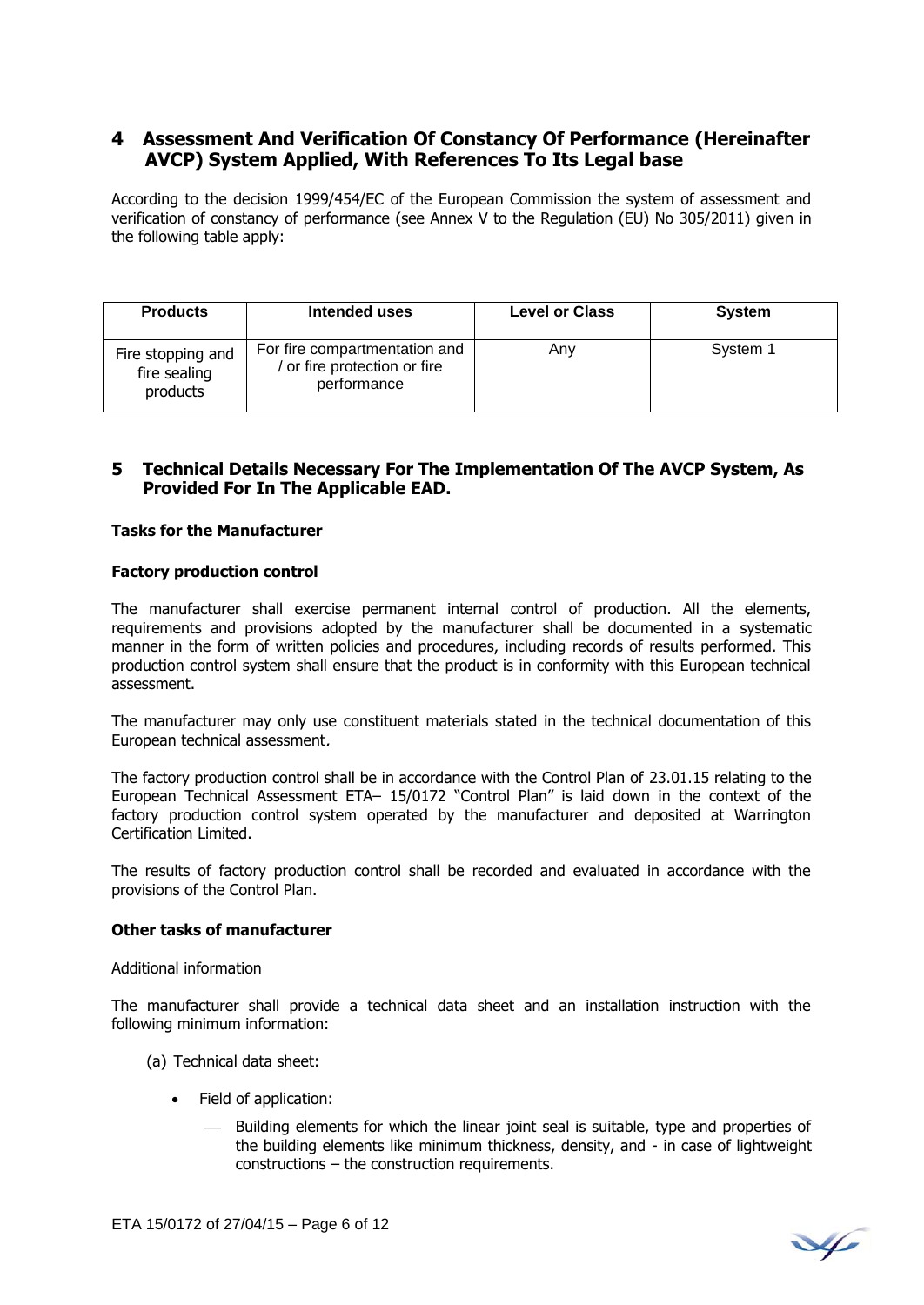## 4 Assessment And Verification Of Constancy Of Performance (Hereinafter AVCP) System Applied, With References To Its Legal base

According to the decision 1999/454/EC of the European Commission the system of assessment and verification of constancy of performance (see Annex V to the Regulation (EU) No 305/2011) given in the following table apply:

| Products | Intended uses | Level or Class | System |
|---|---|---|---|
| Fire stopping and fire sealing products | For fire compartmentation and / or fire protection or fire performance | Any | System 1 |

## 5 Technical Details Necessary For The Implementation Of The AVCP System, As Provided For In The Applicable EAD.

**Tasks for the Manufacturer**

**Factory production control**

The manufacturer shall exercise permanent internal control of production. All the elements, requirements and provisions adopted by the manufacturer shall be documented in a systematic manner in the form of written policies and procedures, including records of results performed. This production control system shall ensure that the product is in conformity with this European technical assessment.

The manufacturer may only use constituent materials stated in the technical documentation of this European technical assessment.

The factory production control shall be in accordance with the Control Plan of 23.01.15 relating to the European Technical Assessment ETA– 15/0172 "Control Plan" is laid down in the context of the factory production control system operated by the manufacturer and deposited at Warrington Certification Limited.

The results of factory production control shall be recorded and evaluated in accordance with the provisions of the Control Plan.

**Other tasks of manufacturer**

Additional information

The manufacturer shall provide a technical data sheet and an installation instruction with the following minimum information:

(a) Technical data sheet:

- Field of application:
  - Building elements for which the linear joint seal is suitable, type and properties of the building elements like minimum thickness, density, and - in case of lightweight constructions – the construction requirements.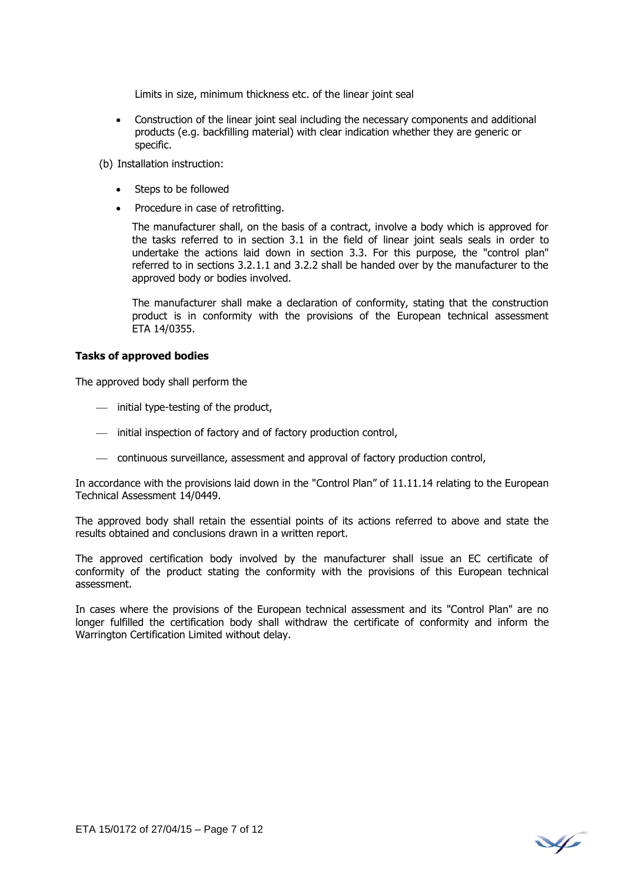Limits in size, minimum thickness etc. of the linear joint seal

- Construction of the linear joint seal including the necessary components and additional products (e.g. backfilling material) with clear indication whether they are generic or specific.

(b) Installation instruction:

- Steps to be followed
- Procedure in case of retrofitting.

The manufacturer shall, on the basis of a contract, involve a body which is approved for the tasks referred to in section 3.1 in the field of linear joint seals seals in order to undertake the actions laid down in section 3.3. For this purpose, the "control plan" referred to in sections 3.2.1.1 and 3.2.2 shall be handed over by the manufacturer to the approved body or bodies involved.

The manufacturer shall make a declaration of conformity, stating that the construction product is in conformity with the provisions of the European technical assessment ETA 14/0355.

**Tasks of approved bodies**

The approved body shall perform the

- initial type-testing of the product,
- initial inspection of factory and of factory production control,
- continuous surveillance, assessment and approval of factory production control,

In accordance with the provisions laid down in the "Control Plan" of 11.11.14 relating to the European Technical Assessment 14/0449.

The approved body shall retain the essential points of its actions referred to above and state the results obtained and conclusions drawn in a written report.

The approved certification body involved by the manufacturer shall issue an EC certificate of conformity of the product stating the conformity with the provisions of this European technical assessment.

In cases where the provisions of the European technical assessment and its "Control Plan" are no longer fulfilled the certification body shall withdraw the certificate of conformity and inform the Warrington Certification Limited without delay.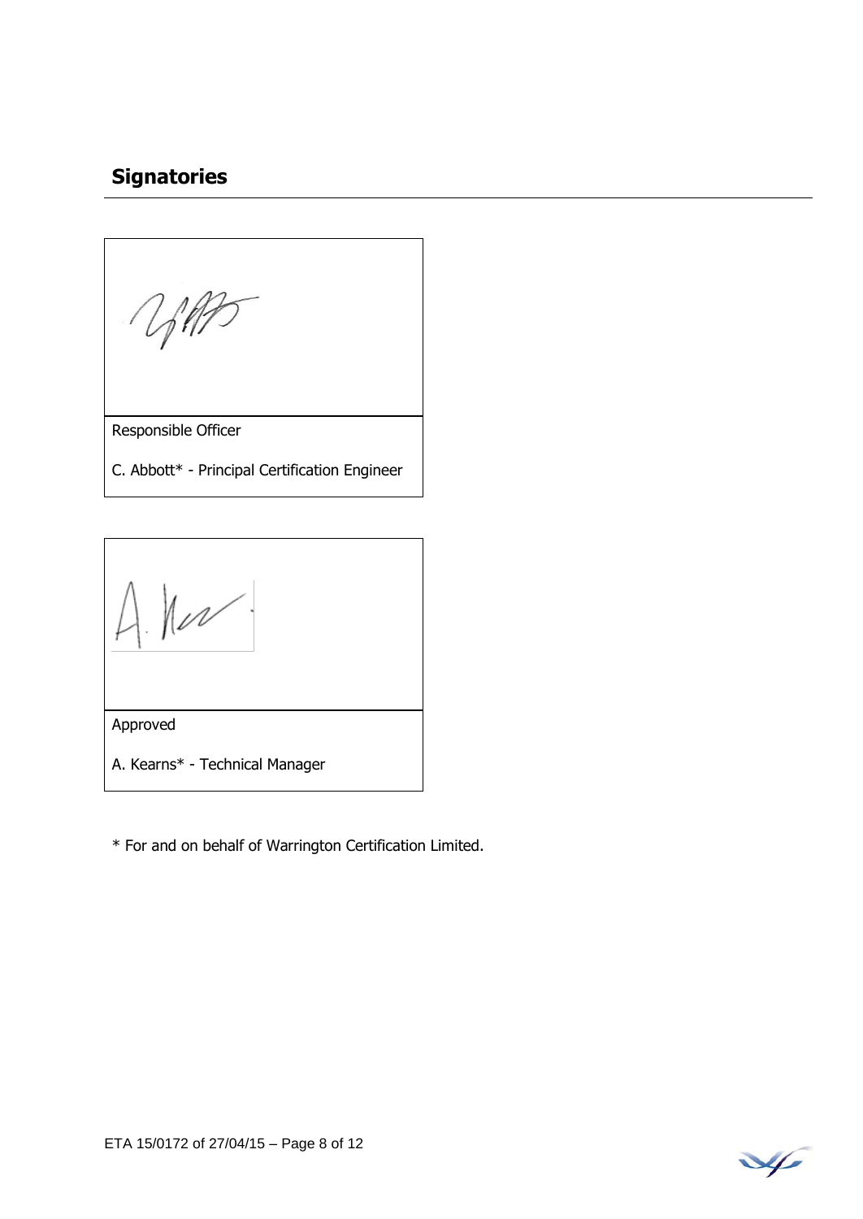## Signatories

Responsible Officer

C. Abbott* - Principal Certification Engineer

Approved

A. Kearns* - Technical Manager

* For and on behalf of Warrington Certification Limited.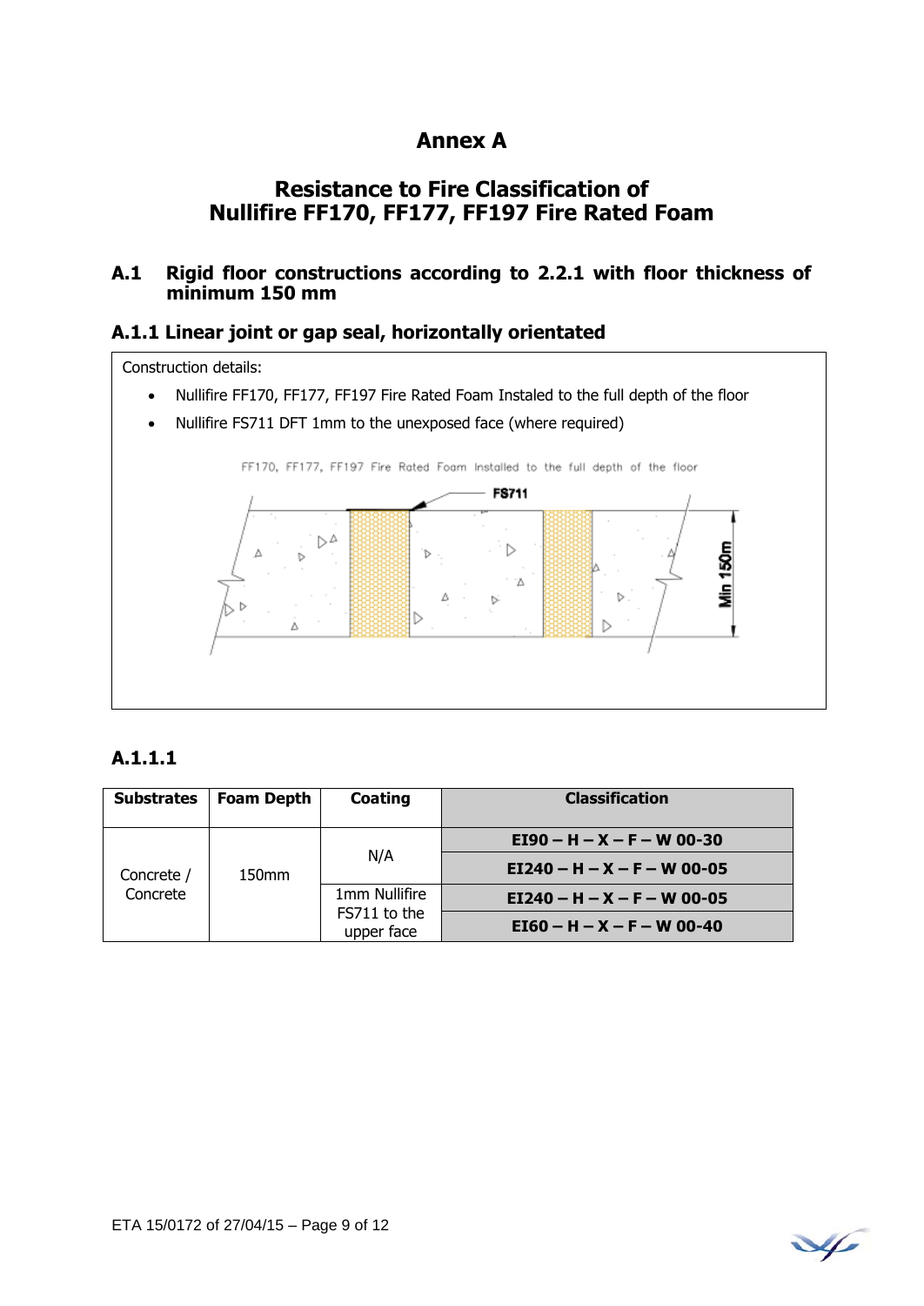# Annex A

## Resistance to Fire Classification of Nullifire FF170, FF177, FF197 Fire Rated Foam

### A.1 Rigid floor constructions according to 2.2.1 with floor thickness of minimum 150 mm

### A.1.1 Linear joint or gap seal, horizontally orientated

Construction details:

- Nullifire FF170, FF177, FF197 Fire Rated Foam Instaled to the full depth of the floor
- Nullifire FS711 DFT 1mm to the unexposed face (where required)

FF170, FF177, FF197 Fire Rated Foam Installed to the full depth of the floor

FS711

Min 150m

#### A.1.1.1

| Substrates | Foam Depth | Coating | Classification |
|---|---|---|---|
| Concrete / Concrete | 150mm | N/A | **EI90 – H – X – F – W 00-30** |
| | | | **EI240 – H – X – F – W 00-05** |
| | | 1mm Nullifire FS711 to the upper face | **EI240 – H – X – F – W 00-05** |
| | | | **EI60 – H – X – F – W 00-40** |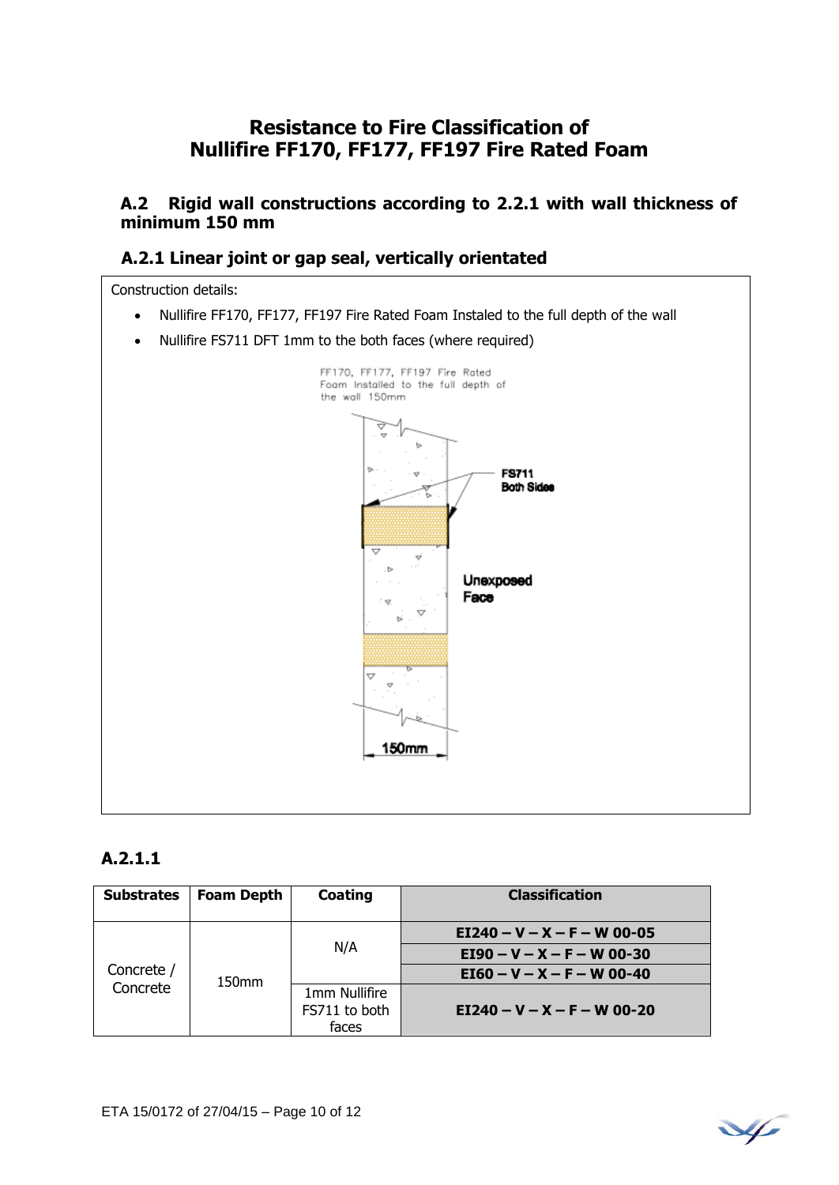# Resistance to Fire Classification of Nullifire FF170, FF177, FF197 Fire Rated Foam

## A.2 Rigid wall constructions according to 2.2.1 with wall thickness of minimum 150 mm

### A.2.1 Linear joint or gap seal, vertically orientated

Construction details:

- Nullifire FF170, FF177, FF197 Fire Rated Foam Instaled to the full depth of the wall
- Nullifire FS711 DFT 1mm to the both faces (where required)

FF170, FF177, FF197 Fire Rated Foam Installed to the full depth of the wall 150mm

FS711 Both Sides

Unexposed Face

150mm

### A.2.1.1

| Substrates | Foam Depth | Coating | Classification |
|---|---|---|---|
| Concrete / Concrete | 150mm | N/A | **EI240 – V – X – F – W 00-05** |
| | | | **EI90 – V – X – F – W 00-30** |
| | | | **EI60 – V – X – F – W 00-40** |
| | | 1mm Nullifire FS711 to both faces | **EI240 – V – X – F – W 00-20** |

ETA 15/0172 of 27/04/15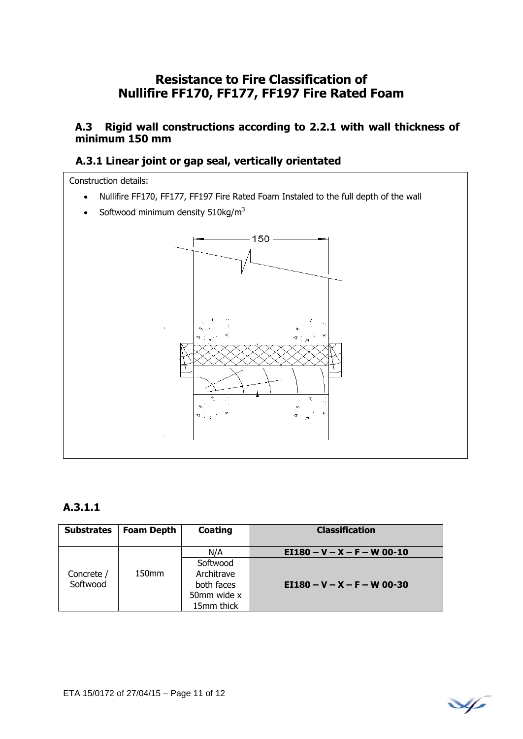# Resistance to Fire Classification of Nullifire FF170, FF177, FF197 Fire Rated Foam

## A.3 Rigid wall constructions according to 2.2.1 with wall thickness of minimum 150 mm

### A.3.1 Linear joint or gap seal, vertically orientated

Construction details:

- Nullifire FF170, FF177, FF197 Fire Rated Foam Instaled to the full depth of the wall
- Softwood minimum density 510kg/m$^3$

150

### A.3.1.1

| Substrates | Foam Depth | Coating | Classification |
|---|---|---|---|
| Concrete / Softwood | 150mm | N/A | **EI180 – V – X – F – W 00-10** |
| | | Softwood Architrave both faces 50mm wide x 15mm thick | **EI180 – V – X – F – W 00-30** |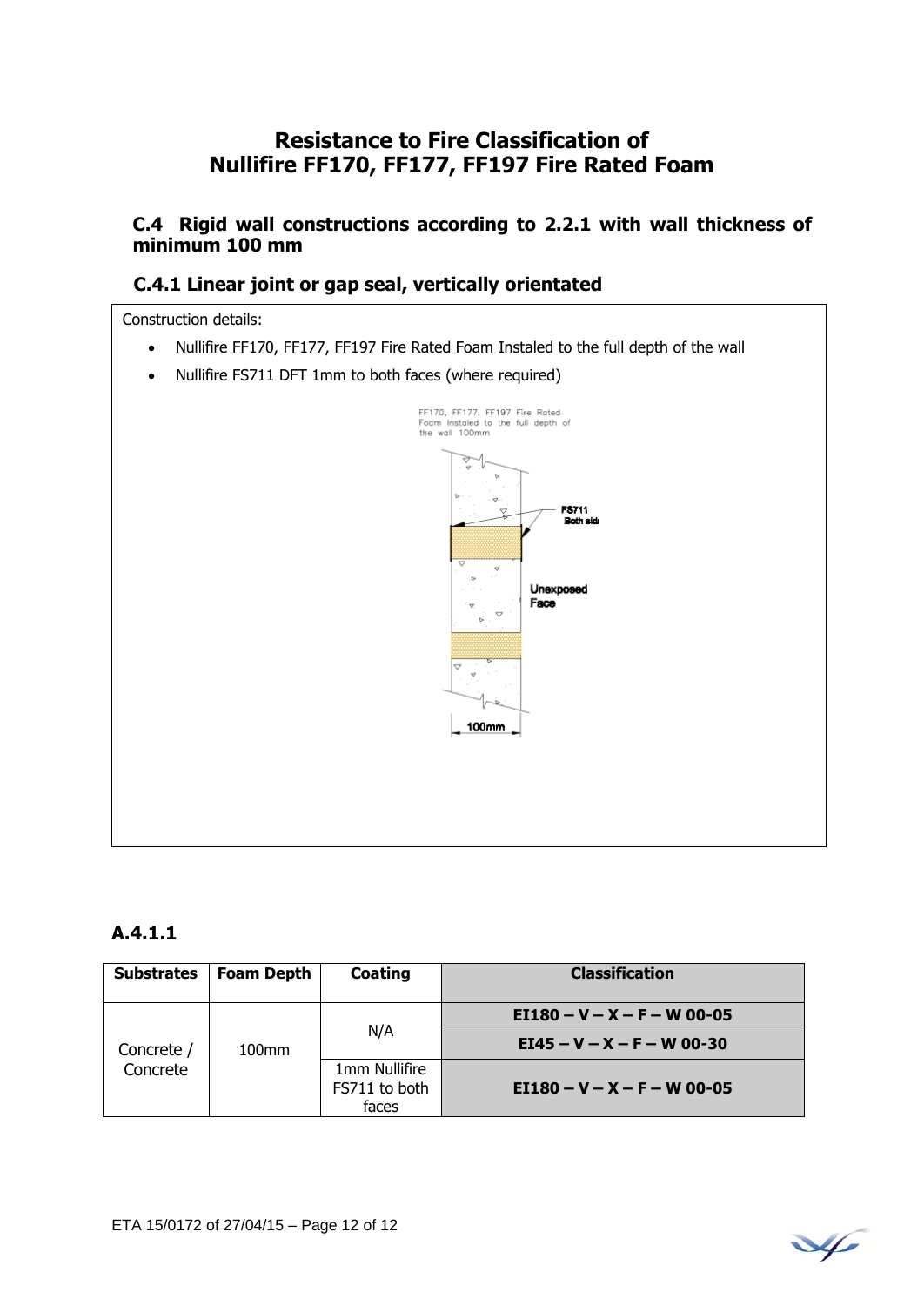# Resistance to Fire Classification of Nullifire FF170, FF177, FF197 Fire Rated Foam

## C.4 Rigid wall constructions according to 2.2.1 with wall thickness of minimum 100 mm

### C.4.1 Linear joint or gap seal, vertically orientated

Construction details:

- Nullifire FF170, FF177, FF197 Fire Rated Foam Instaled to the full depth of the wall
- Nullifire FS711 DFT 1mm to both faces (where required)

FF170, FF177, FF197 Fire Rated Foam Instaled to the full depth of the wall 100mm

FS711 Both sides

Unexposed Face

100mm

### A.4.1.1

| Substrates | Foam Depth | Coating | Classification |
|---|---|---|---|
| Concrete / Concrete | 100mm | N/A | **EI180 – V – X – F – W 00-05** |
| | | | **EI45 – V – X – F – W 00-30** |
| | | 1mm Nullifire FS711 to both faces | **EI180 – V – X – F – W 00-05** |